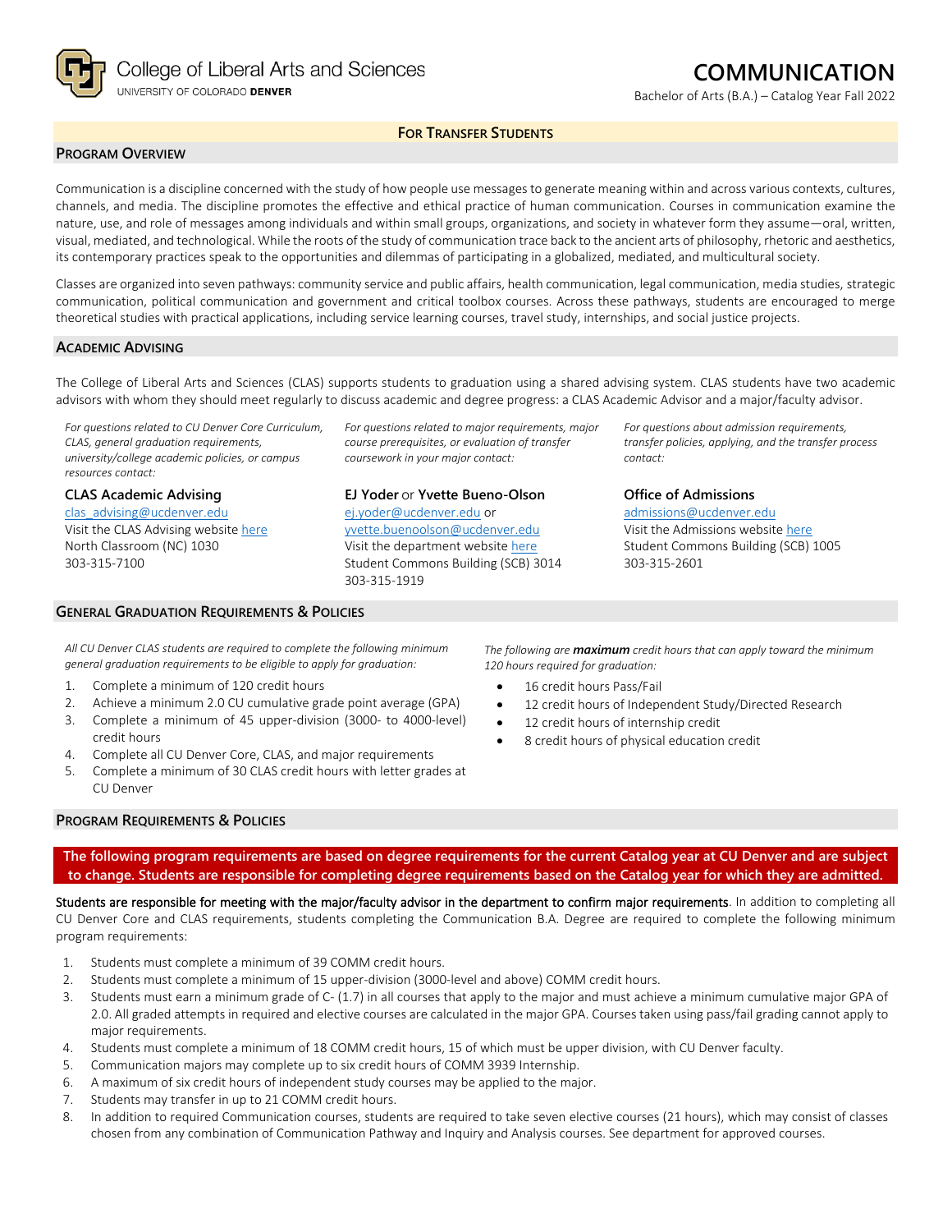College of Liberal Arts and Sciences
UNIVERSITY OF COLORADO DENVER

# COMMUNICATION

Bachelor of Arts (B.A.) – Catalog Year Fall 2022

**FOR TRANSFER STUDENTS**

## PROGRAM OVERVIEW

Communication is a discipline concerned with the study of how people use messages to generate meaning within and across various contexts, cultures, channels, and media. The discipline promotes the effective and ethical practice of human communication. Courses in communication examine the nature, use, and role of messages among individuals and within small groups, organizations, and society in whatever form they assume—oral, written, visual, mediated, and technological. While the roots of the study of communication trace back to the ancient arts of philosophy, rhetoric and aesthetics, its contemporary practices speak to the opportunities and dilemmas of participating in a globalized, mediated, and multicultural society.

Classes are organized into seven pathways: community service and public affairs, health communication, legal communication, media studies, strategic communication, political communication and government and critical toolbox courses. Across these pathways, students are encouraged to merge theoretical studies with practical applications, including service learning courses, travel study, internships, and social justice projects.

## ACADEMIC ADVISING

The College of Liberal Arts and Sciences (CLAS) supports students to graduation using a shared advising system. CLAS students have two academic advisors with whom they should meet regularly to discuss academic and degree progress: a CLAS Academic Advisor and a major/faculty advisor.

*For questions related to CU Denver Core Curriculum, CLAS, general graduation requirements, university/college academic policies, or campus resources contact:*

**CLAS Academic Advising**
clas_advising@ucdenver.edu
Visit the CLAS Advising website here
North Classroom (NC) 1030
303-315-7100

*For questions related to major requirements, major course prerequisites, or evaluation of transfer coursework in your major contact:*

**EJ Yoder** or **Yvette Bueno-Olson**
ej.yoder@ucdenver.edu or
yvette.buenoolson@ucdenver.edu
Visit the department website here
Student Commons Building (SCB) 3014
303-315-1919

*For questions about admission requirements, transfer policies, applying, and the transfer process contact:*

**Office of Admissions**
admissions@ucdenver.edu
Visit the Admissions website here
Student Commons Building (SCB) 1005
303-315-2601

## GENERAL GRADUATION REQUIREMENTS & POLICIES

*All CU Denver CLAS students are required to complete the following minimum general graduation requirements to be eligible to apply for graduation:*

1. Complete a minimum of 120 credit hours
2. Achieve a minimum 2.0 CU cumulative grade point average (GPA)
3. Complete a minimum of 45 upper-division (3000- to 4000-level) credit hours
4. Complete all CU Denver Core, CLAS, and major requirements
5. Complete a minimum of 30 CLAS credit hours with letter grades at CU Denver

*The following are **maximum** credit hours that can apply toward the minimum 120 hours required for graduation:*

- 16 credit hours Pass/Fail
- 12 credit hours of Independent Study/Directed Research
- 12 credit hours of internship credit
- 8 credit hours of physical education credit

## PROGRAM REQUIREMENTS & POLICIES

**The following program requirements are based on degree requirements for the current Catalog year at CU Denver and are subject to change. Students are responsible for completing degree requirements based on the Catalog year for which they are admitted.**

**Students are responsible for meeting with the major/faculty advisor in the department to confirm major requirements**. In addition to completing all CU Denver Core and CLAS requirements, students completing the Communication B.A. Degree are required to complete the following minimum program requirements:

1. Students must complete a minimum of 39 COMM credit hours.
2. Students must complete a minimum of 15 upper-division (3000-level and above) COMM credit hours.
3. Students must earn a minimum grade of C- (1.7) in all courses that apply to the major and must achieve a minimum cumulative major GPA of 2.0. All graded attempts in required and elective courses are calculated in the major GPA. Courses taken using pass/fail grading cannot apply to major requirements.
4. Students must complete a minimum of 18 COMM credit hours, 15 of which must be upper division, with CU Denver faculty.
5. Communication majors may complete up to six credit hours of COMM 3939 Internship.
6. A maximum of six credit hours of independent study courses may be applied to the major.
7. Students may transfer in up to 21 COMM credit hours.
8. In addition to required Communication courses, students are required to take seven elective courses (21 hours), which may consist of classes chosen from any combination of Communication Pathway and Inquiry and Analysis courses. See department for approved courses.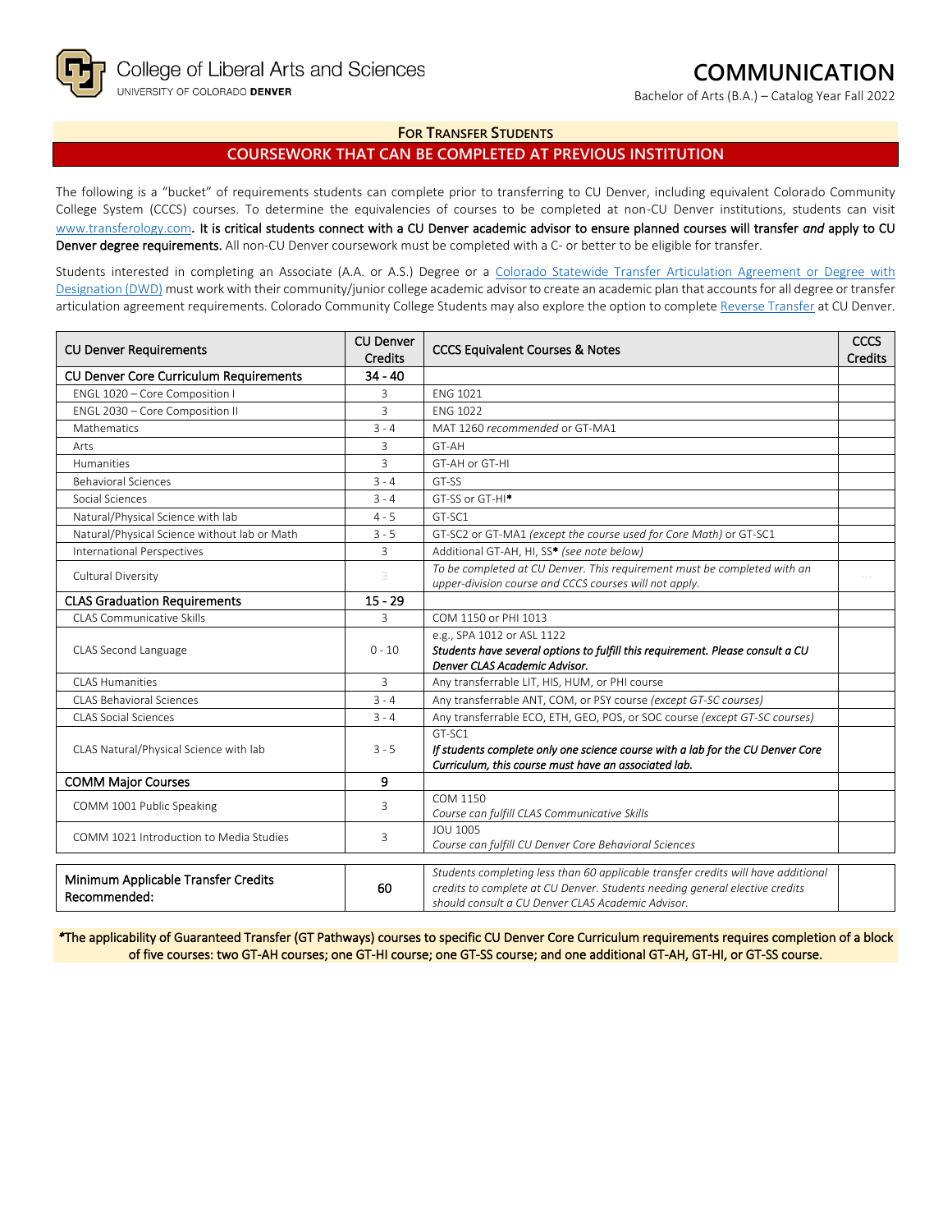College of Liberal Arts and Sciences
UNIVERSITY OF COLORADO **DENVER**

# COMMUNICATION

Bachelor of Arts (B.A.) – Catalog Year Fall 2022

## FOR TRANSFER STUDENTS

## COURSEWORK THAT CAN BE COMPLETED AT PREVIOUS INSTITUTION

The following is a "bucket" of requirements students can complete prior to transferring to CU Denver, including equivalent Colorado Community College System (CCCS) courses. To determine the equivalencies of courses to be completed at non-CU Denver institutions, students can visit www.transferology.com. **It is critical students connect with a CU Denver academic advisor to ensure planned courses will transfer *and* apply to CU Denver degree requirements.** All non-CU Denver coursework must be completed with a C- or better to be eligible for transfer.

Students interested in completing an Associate (A.A. or A.S.) Degree or a Colorado Statewide Transfer Articulation Agreement or Degree with Designation (DWD) must work with their community/junior college academic advisor to create an academic plan that accounts for all degree or transfer articulation agreement requirements. Colorado Community College Students may also explore the option to complete Reverse Transfer at CU Denver.

| CU Denver Requirements | CU Denver Credits | CCCS Equivalent Courses & Notes | CCCS Credits |
|---|---|---|---|
| **CU Denver Core Curriculum Requirements** | **34 - 40** | | |
| ENGL 1020 – Core Composition I | 3 | ENG 1021 | |
| ENGL 2030 – Core Composition II | 3 | ENG 1022 | |
| Mathematics | 3 - 4 | MAT 1260 *recommended* or GT-MA1 | |
| Arts | 3 | GT-AH | |
| Humanities | 3 | GT-AH or GT-HI | |
| Behavioral Sciences | 3 - 4 | GT-SS | |
| Social Sciences | 3 - 4 | GT-SS or GT-HI* | |
| Natural/Physical Science with lab | 4 - 5 | GT-SC1 | |
| Natural/Physical Science without lab or Math | 3 - 5 | GT-SC2 or GT-MA1 *(except the course used for Core Math)* or GT-SC1 | |
| International Perspectives | 3 | Additional GT-AH, HI, SS* *(see note below)* | |
| Cultural Diversity | 3 | *To be completed at CU Denver. This requirement must be completed with an upper-division course and CCCS courses will not apply.* | --- |
| **CLAS Graduation Requirements** | **15 - 29** | | |
| CLAS Communicative Skills | 3 | COM 1150 or PHI 1013 | |
| CLAS Second Language | 0 - 10 | e.g., SPA 1012 or ASL 1122 ***Students have several options to fulfill this requirement. Please consult a CU Denver CLAS Academic Advisor.*** | |
| CLAS Humanities | 3 | Any transferrable LIT, HIS, HUM, or PHI course | |
| CLAS Behavioral Sciences | 3 - 4 | Any transferrable ANT, COM, or PSY course *(except GT-SC courses)* | |
| CLAS Social Sciences | 3 - 4 | Any transferrable ECO, ETH, GEO, POS, or SOC course *(except GT-SC courses)* | |
| CLAS Natural/Physical Science with lab | 3 - 5 | GT-SC1 ***If students complete only one science course with a lab for the CU Denver Core Curriculum, this course must have an associated lab.*** | |
| **COMM Major Courses** | **9** | | |
| COMM 1001 Public Speaking | 3 | COM 1150 *Course can fulfill CLAS Communicative Skills* | |
| COMM 1021 Introduction to Media Studies | 3 | JOU 1005 *Course can fulfill CU Denver Core Behavioral Sciences* | |

| Minimum Applicable Transfer Credits Recommended: | 60 | *Students completing less than 60 applicable transfer credits will have additional credits to complete at CU Denver. Students needing general elective credits should consult a CU Denver CLAS Academic Advisor.* | |
|---|---|---|---|

*The applicability of Guaranteed Transfer (GT Pathways) courses to specific CU Denver Core Curriculum requirements requires completion of a block of five courses: two GT-AH courses; one GT-HI course; one GT-SS course; and one additional GT-AH, GT-HI, or GT-SS course.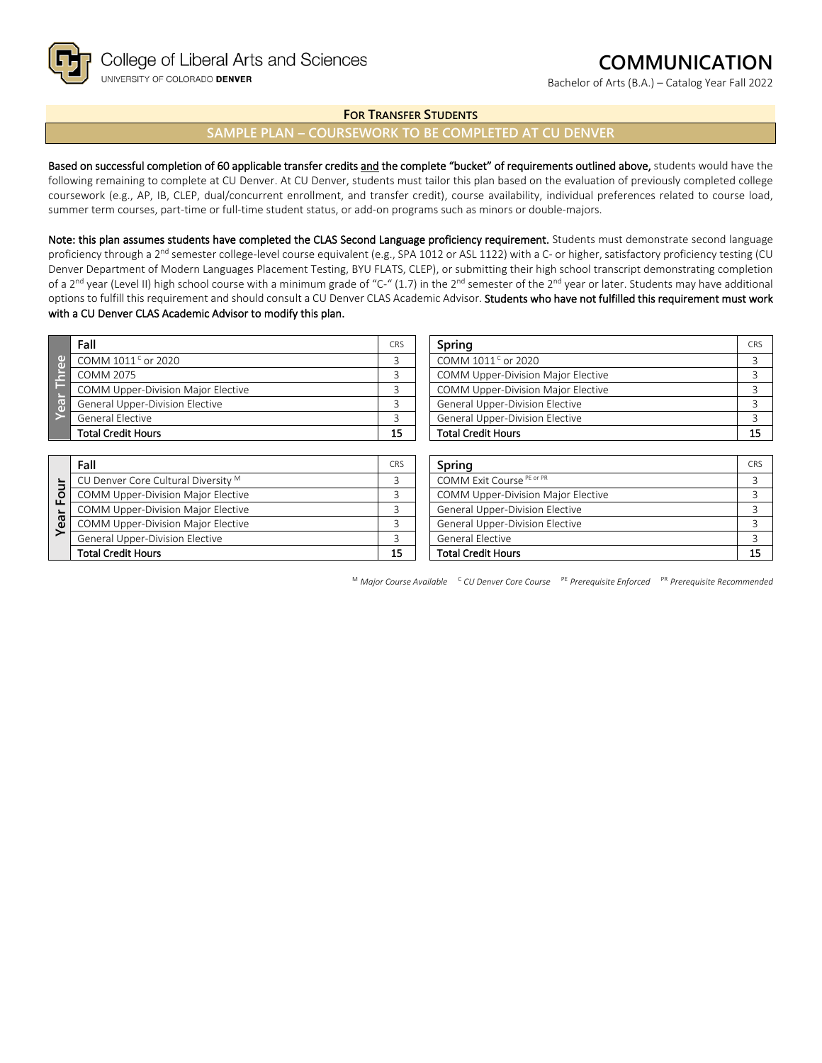**FOR TRANSFER STUDENTS**

**SAMPLE PLAN – COURSEWORK TO BE COMPLETED AT CU DENVER**

**Based on successful completion of 60 applicable transfer credits and the complete "bucket" of requirements outlined above,** students would have the following remaining to complete at CU Denver. At CU Denver, students must tailor this plan based on the evaluation of previously completed college coursework (e.g., AP, IB, CLEP, dual/concurrent enrollment, and transfer credit), course availability, individual preferences related to course load, summer term courses, part-time or full-time student status, or add-on programs such as minors or double-majors.

**Note: this plan assumes students have completed the CLAS Second Language proficiency requirement.** Students must demonstrate second language proficiency through a 2nd semester college-level course equivalent (e.g., SPA 1012 or ASL 1122) with a C- or higher, satisfactory proficiency testing (CU Denver Department of Modern Languages Placement Testing, BYU FLATS, CLEP), or submitting their high school transcript demonstrating completion of a 2nd year (Level II) high school course with a minimum grade of "C-" (1.7) in the 2nd semester of the 2nd year or later. Students may have additional options to fulfill this requirement and should consult a CU Denver CLAS Academic Advisor. **Students who have not fulfilled this requirement must work with a CU Denver CLAS Academic Advisor to modify this plan.**

**Year Three**

| Fall | CRS | Spring | CRS |
|---|---|---|---|
| COMM 1011 [C] or 2020 | 3 | COMM 1011 [C] or 2020 | 3 |
| COMM 2075 | 3 | COMM Upper-Division Major Elective | 3 |
| COMM Upper-Division Major Elective | 3 | COMM Upper-Division Major Elective | 3 |
| General Upper-Division Elective | 3 | General Upper-Division Elective | 3 |
| General Elective | 3 | General Upper-Division Elective | 3 |
| **Total Credit Hours** | **15** | **Total Credit Hours** | **15** |

**Year Four**

| Fall | CRS | Spring | CRS |
|---|---|---|---|
| CU Denver Core Cultural Diversity [M] | 3 | COMM Exit Course [PE or PR] | 3 |
| COMM Upper-Division Major Elective | 3 | COMM Upper-Division Major Elective | 3 |
| COMM Upper-Division Major Elective | 3 | General Upper-Division Elective | 3 |
| COMM Upper-Division Major Elective | 3 | General Upper-Division Elective | 3 |
| General Upper-Division Elective | 3 | General Elective | 3 |
| **Total Credit Hours** | **15** | **Total Credit Hours** | **15** |

[M] *Major Course Available* [C] *CU Denver Core Course* [PE] *Prerequisite Enforced* [PR] *Prerequisite Recommended*